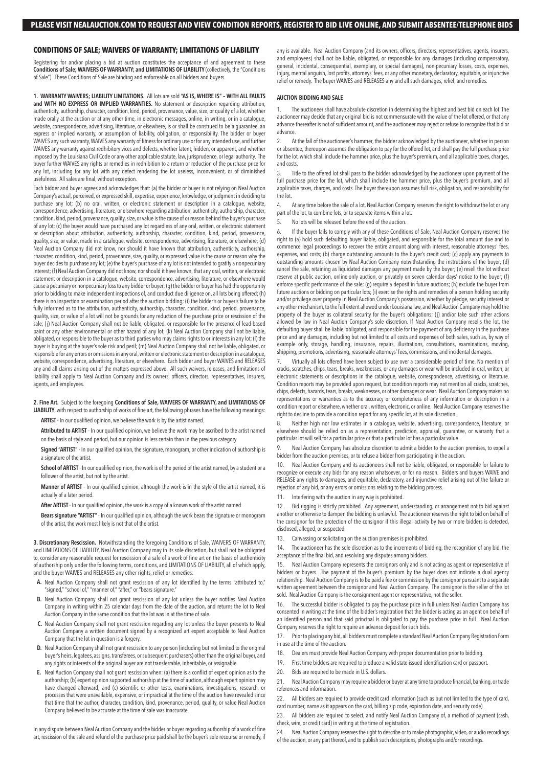**PLEASE VISIT NEALAUCTION.COM TO REQUEST AND VIEW CONDITION REPORTS, REGISTER TO BID LIVE ONLINE, AND SUBMIT ABSENTEE/TELEPHONE BIDS**

## CONDITIONS OF SALE; WAIVERS OF WARRANTY; LIMITATIONS OF LIABILITY

Registering for and/or placing a bid at auction constitutes the acceptance of and agreement to these **Conditions of Sale; WAIVERS OF WARRANTY; and LIMITATIONS OF LIABILITY** (collectively, the "Conditions of Sale"). These Conditions of Sale are binding and enforceable on all bidders and buyers.

**1. WARRANTY WAIVERS; LIABILITY LIMITATIONS.** All lots are sold **"AS IS, WHERE IS" – WITH ALL FAULTS and WITH NO EXPRESS OR IMPLIED WARRANTIES.** No statement or description regarding attribution, authenticity, authorship, character, condition, kind, period, provenance, value, size, or quality of a lot, whether made orally at the auction or at any other time, in electronic messages, online, in writing, or in a catalogue, website, correspondence, advertising, literature, or elsewhere, is or shall be construed to be a guarantee, an express or implied warranty, or assumption of liability, obligation, or responsibility. The bidder or buyer WAIVES any such warranty, WAIVES any warranty of fitness for ordinary use or for any intended use, and further WAIVES any warranty against redhibitory vices and defects, whether latent, hidden, or apparent, and whether imposed by the Louisiana Civil Code or any other applicable statute, law, jurisprudence, or legal authority. The buyer further WAIVES any rights or remedies in redhibition to a return or reduction of the purchase price for any lot, including for any lot with any defect rendering the lot useless, inconvenient, or of diminished usefulness. All sales are final, without exception.

Each bidder and buyer agrees and acknowledges that: (a) the bidder or buyer is not relying on Neal Auction Company's actual, perceived, or expressed skill, expertise, experience, knowledge, or judgment in deciding to purchase any lot; (b) no oral, written, or electronic statement or description in a catalogue, website, correspondence, advertising, literature, or elsewhere regarding attribution, authenticity, authorship, character, condition, kind, period, provenance, quality, size, or value is the cause of or reason behind the buyer's purchase of any lot; (c) the buyer would have purchased any lot regardless of any oral, written, or electronic statement or description about attribution, authenticity, authorship, character, condition, kind, period, provenance, quality, size, or value, made in a catalogue, website, correspondence, advertising, literature, or elsewhere; (d) Neal Auction Company did not know, nor should it have known that attribution, authenticity, authorship, character, condition, kind, period, provenance, size, quality, or expressed value is the cause or reason why the buyer decides to purchase any lot; (e) the buyer's purchase of any lot is not intended to gratify a nonpecuniary interest; (f) Neal Auction Company did not know, nor should it have known, that any oral, written, or electronic statement or description in a catalogue, website, correspondence, advertising, literature, or elsewhere would cause a pecuniary or nonpecuniary loss to any bidder or buyer; (g) the bidder or buyer has had the opportunity prior to bidding to make independent inspections of, and conduct due diligence on, all lots being offered; (h) there is no inspection or examination period after the auction bidding; (i) the bidder's or buyer's failure to be fully informed as to the attribution, authenticity, authorship, character, condition, kind, period, provenance, quality, size, or value of a lot will not be grounds for any reduction of the purchase price or rescission of the sale; (j) Neal Auction Company shall not be liable, obligated, or responsible for the presence of lead-based paint or any other environmental or other hazard of any lot; (k) Neal Auction Company shall not be liable, obligated, or responsible to the buyer as to third parties who may claims rights to or interests in any lot; (l) the buyer is buying at the buyer's sole risk and peril; (m) Neal Auction Company shall not be liable, obligated, or responsible for any errors or omissions in any oral, written or electronic statement or description in a catalogue, website, correspondence, advertising, literature, or elsewhere. Each bidder and buyer WAIVES and RELEASES any and all claims arising out of the matters expressed above. All such waivers, releases, and limitations of liability shall apply to Neal Auction Company and its owners, officers, directors, representatives, insurers, agents, and employees.

**2. Fine Art.** Subject to the foregoing **Conditions of Sale, WAIVERS OF WARRANTY, and LIMITATIONS OF LIABILITY**, with respect to authorship of works of fine art, the following phrases have the following meanings:

**ARTIST** - In our qualified opinion, we believe the work is by the artist named.

**Attributed to ARTIST** - In our qualified opinion, we believe the work may be ascribed to the artist named on the basis of style and period, but our opinion is less certain than in the previous category.

**Signed "ARTIST"** - In our qualified opinion, the signature, monogram, or other indication of authorship is a signature of the artist.

**School of ARTIST** - In our qualified opinion, the work is of the period of the artist named, by a student or a follower of the artist, but not by the artist.

**Manner of ARTIST** - In our qualified opinion, although the work is in the style of the artist named, it is actually of a later period.

**After ARTIST** - In our qualified opinion, the work is a copy of a known work of the artist named.

**Bears signature "ARTIST"** - In our qualified opinion, although the work bears the signature or monogram of the artist, the work most likely is not that of the artist.

**3. Discretionary Rescission.** Notwithstanding the foregoing Conditions of Sale, WAIVERS OF WARRANTY, and LIMITATIONS OF LIABILITY, Neal Auction Company may in its sole discretion, but shall not be obligated to, consider any reasonable request for rescission of a sale of a work of fine art on the basis of authenticity of authorship only under the following terms, conditions, and LIMITATIONS OF LIABILITY, all of which apply, and the buyer WAIVES and RELEASES any other rights, relief or remedies:

- **A.** Neal Auction Company shall not grant rescission of any lot identified by the terms "attributed to," "signed," "school of," "manner of," "after," or "bears signature."
- **B.** Neal Auction Company shall not grant rescission of any lot unless the buyer notifies Neal Auction Company in writing within 25 calendar days from the date of the auction, and returns the lot to Neal Auction Company in the same condition that the lot was in at the time of sale.
- **C.** Neal Auction Company shall not grant rescission regarding any lot unless the buyer presents to Neal Auction Company a written document signed by a recognized art expert acceptable to Neal Auction Company that the lot in question is a forgery.
- **D.** Neal Auction Company shall not grant rescission to any person (including but not limited to the original buyer's heirs, legatees, assigns, transferees, or subsequent purchasers) other than the original buyer, and any rights or interests of the original buyer are not transferrable, inheritable, or assignable.
- **E.** Neal Auction Company shall not grant rescission when: (a) there is a conflict of expert opinion as to the authorship; (b) expert opinion supported authorship at the time of auction, although expert opinion may have changed afterward; and (c) scientific or other tests, examinations, investigations, research, or processes that were unavailable, expensive, or impractical at the time of the auction have revealed since that time that the author, character, condition, kind, provenance, period, quality, or value Neal Auction Company believed to be accurate at the time of sale was inaccurate.

In any dispute between Neal Auction Company and the bidder or buyer regarding authorship of a work of fine art, rescission of the sale and refund of the purchase price paid shall be the buyer's sole recourse or remedy, if any is available. Neal Auction Company (and its owners, officers, directors, representatives, agents, insurers, and employees) shall not be liable, obligated, or responsible for any damages (including compensatory, general, incidental, consequential, exemplary, or special damages), non-pecuniary losses, costs, expenses, injury, mental anguish, lost profits, attorneys' fees, or any other monetary, declaratory, equitable, or injunctive relief or remedy. The buyer WAIVES and RELEASES any and all such damages, relief, and remedies.

### AUCTION BIDDING AND SALE

1. The auctioneer shall have absolute discretion in determining the highest and best bid on each lot. The auctioneer may decide that any original bid is not commensurate with the value of the lot offered, or that any advance thereafter is not of sufficient amount, and the auctioneer may reject or refuse to recognize that bid or advance.

2. At the fall of the auctioneer's hammer, the bidder acknowledged by the auctioneer, whether in person or absentee, thereupon assumes the obligation to pay for the offered lot, and shall pay the full purchase price for the lot, which shall include the hammer price, plus the buyer's premium, and all applicable taxes, charges, and costs.

3. Title to the offered lot shall pass to the bidder acknowledged by the auctioneer upon payment of the full purchase price for the lot, which shall include the hammer price, plus the buyer's premium, and all applicable taxes, charges, and costs. The buyer thereupon assumes full risk, obligation, and responsibility for the lot.

4. At any time before the sale of a lot, Neal Auction Company reserves the right to withdraw the lot or any part of the lot, to combine lots, or to separate items within a lot.

5. No lots will be released before the end of the auction.

6. If the buyer fails to comply with any of these Conditions of Sale, Neal Auction Company reserves the right to (a) hold such defaulting buyer liable, obligated, and responsible for the total amount due and to commence legal proceedings to recover the entire amount along with interest, reasonable attorneys' fees, expenses, and costs; (b) charge outstanding amounts to the buyer's credit card; (c) apply any payments to outstanding amounts chosen by Neal Auction Company notwithstanding the instructions of the buyer; (d) cancel the sale, retaining as liquidated damages any payment made by the buyer; (e) resell the lot without reserve at public auction, online-only auction, or privately on seven calendar days' notice to the buyer; (f) enforce specific performance of the sale; (g) require a deposit in future auctions; (h) exclude the buyer from future auctions or bidding on particular lots; (i) exercise the rights and remedies of a person holding security and/or privilege over property in Neal Auction Company's possession, whether by pledge, security interest or any other mechanism, to the full extent allowed under Louisiana law, and Neal Auction Company may hold the property of the buyer as collateral security for the buyer's obligations; (j) and/or take such other actions allowed by law in Neal Auction Company's sole discretion. If Neal Auction Company resells the lot, the defaulting buyer shall be liable, obligated, and responsible for the payment of any deficiency in the purchase price and any damages, including but not limited to all costs and expenses of both sales, such as, by way of example only, storage, handling, insurance, repairs, illustrations, consultations, examinations, moving, shipping, promotions, advertising, reasonable attorneys' fees, commissions, and incidental damages.

7. Virtually all lots offered have been subject to use over a considerable period of time. No mention of cracks, scratches, chips, tears, breaks, weaknesses, or any damages or wear will be included in oral, written, or electronic statements or descriptions in the catalogue, website, correspondence, advertising, or literature. Condition reports may be provided upon request, but condition reports may not mention all cracks, scratches, chips, defects, hazards, tears, breaks, weaknesses, or other damages or wear. Neal Auction Company makes no representations or warranties as to the accuracy or completeness of any information or description in a condition report or elsewhere, whether oral, written, electronic, or online. Neal Auction Company reserves the right to decline to provide a condition report for any specific lot, at its sole discretion.

8. Neither high nor low estimates in a catalogue, website, advertising, correspondence, literature, or elsewhere should be relied on as a representation, prediction, appraisal, guarantee, or warranty that a particular lot will sell for a particular price or that a particular lot has a particular value.

9. Neal Auction Company has absolute discretion to admit a bidder to the auction premises, to expel a bidder from the auction premises, or to refuse a bidder from participating in the auction.

10. Neal Auction Company and its auctioneers shall not be liable, obligated, or responsible for failure to recognize or execute any bids for any reason whatsoever, or for no reason. Bidders and buyers WAIVE and RELEASE any rights to damages, and equitable, declaratory, and injunctive relief arising out of the failure or rejection of any bid, or any errors or omissions relating to the bidding process.

11. Interfering with the auction in any way is prohibited.

12. Bid rigging is strictly prohibited. Any agreement, understanding, or arrangement not to bid against another or otherwise to dampen the bidding is unlawful. The auctioneer reserves the right to bid on behalf of the consignor for the protection of the consignor if this illegal activity by two or more bidders is detected, disclosed, alleged, or suspected.

13. Canvassing or solicitating on the auction premises is prohibited.

14. The auctioneer has the sole discretion as to the increments of bidding, the recognition of any bid, the acceptance of the final bid, and resolving any disputes among bidders.

15. Neal Auction Company represents the consignors only and is not acting as agent or representative of bidders or buyers. The payment of the buyer's premium by the buyer does not indicate a dual agency relationship. Neal Auction Company is to be paid a fee or commission by the consignor pursuant to a separate written agreement between the consignor and Neal Auction Company. The consignor is the seller of the lot sold. Neal Auction Company is the consignment agent or representative, not the seller.

16. The successful bidder is obligated to pay the purchase price in full unless Neal Auction Company has consented in writing at the time of the bidder's registration that the bidder is acting as an agent on behalf of an identified person and that said principal is obligated to pay the purchase price in full. Neal Auction Company reserves the right to require an advance deposit for such bids.

17. Prior to placing any bid, all bidders must complete a standard Neal Auction Company Registration Form in use at the time of the auction.

18. Dealers must provide Neal Auction Company with proper documentation prior to bidding.

19. First time bidders are required to produce a valid state-issued identification card or passport.

20. Bids are required to be made in U.S. dollars.

21. Neal Auction Company may require a bidder or buyer at any time to produce financial, banking, or trade references and information.

22. All bidders are required to provide credit card information (such as but not limited to the type of card, card number, name as it appears on the card, billing zip code, expiration date, and security code).

23. All bidders are required to select, and notify Neal Auction Company of, a method of payment (cash, check, wire, or credit card) in writing at the time of registration.

24. Neal Auction Company reserves the right to describe or to make photographic, video, or audio recordings of the auction, or any part thereof, and to publish such descriptions, photographs and/or recordings.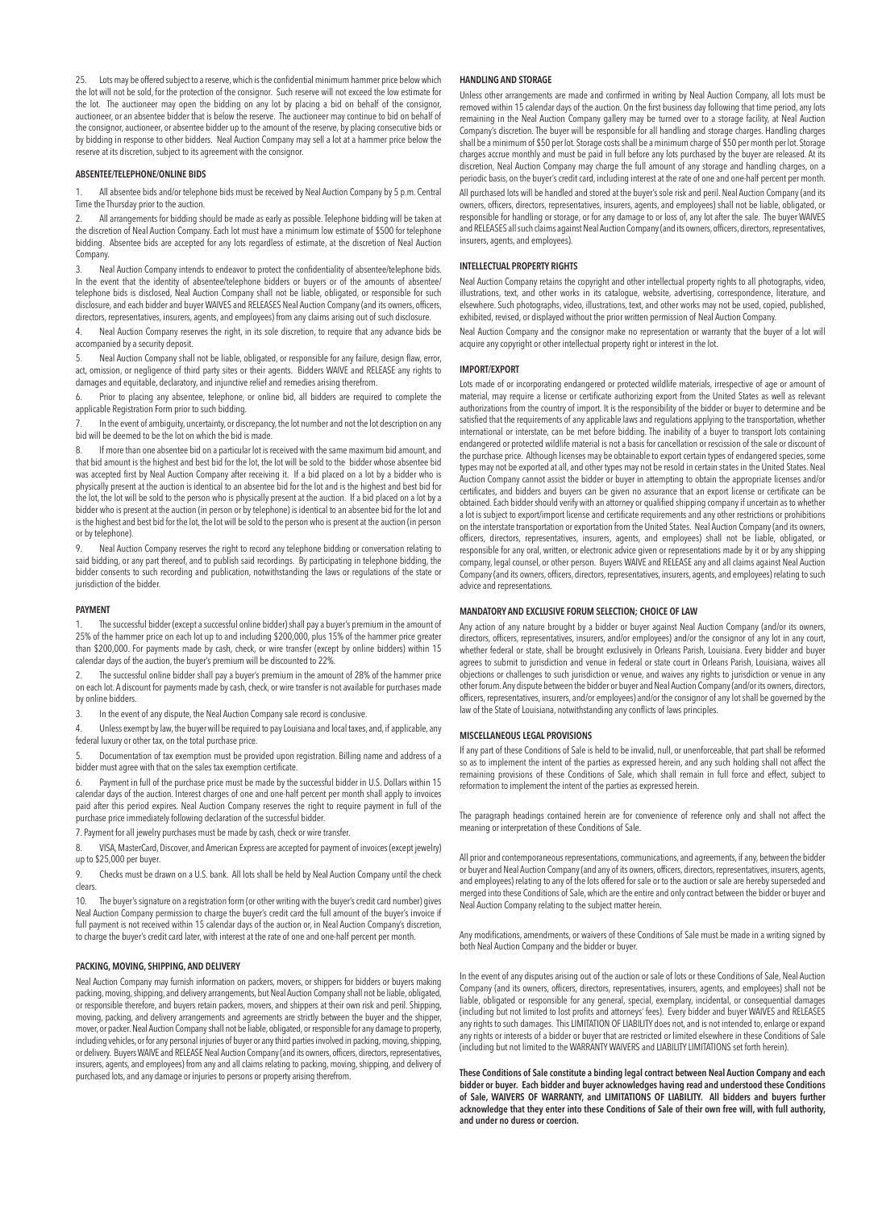25. Lots may be offered subject to a reserve, which is the confidential minimum hammer price below which the lot will not be sold, for the protection of the consignor. Such reserve will not exceed the low estimate for the lot. The auctioneer may open the bidding on any lot by placing a bid on behalf of the consignor, auctioneer, or an absentee bidder that is below the reserve. The auctioneer may continue to bid on behalf of the consignor, auctioneer, or absentee bidder up to the amount of the reserve, by placing consecutive bids or by bidding in response to other bidders. Neal Auction Company may sell a lot at a hammer price below the reserve at its discretion, subject to its agreement with the consignor.

## ABSENTEE/TELEPHONE/ONLINE BIDS

1. All absentee bids and/or telephone bids must be received by Neal Auction Company by 5 p.m. Central Time the Thursday prior to the auction.

2. All arrangements for bidding should be made as early as possible. Telephone bidding will be taken at the discretion of Neal Auction Company. Each lot must have a minimum low estimate of $500 for telephone bidding. Absentee bids are accepted for any lots regardless of estimate, at the discretion of Neal Auction Company.

3. Neal Auction Company intends to endeavor to protect the confidentiality of absentee/telephone bids. In the event that the identity of absentee/telephone bidders or buyers or of the amounts of absentee/telephone bids is disclosed, Neal Auction Company shall not be liable, obligated, or responsible for such disclosure, and each bidder and buyer WAIVES and RELEASES Neal Auction Company (and its owners, officers, directors, representatives, insurers, agents, and employees) from any claims arising out of such disclosure.

4. Neal Auction Company reserves the right, in its sole discretion, to require that any advance bids be accompanied by a security deposit.

5. Neal Auction Company shall not be liable, obligated, or responsible for any failure, design flaw, error, act, omission, or negligence of third party sites or their agents. Bidders WAIVE and RELEASE any rights to damages and equitable, declaratory, and injunctive relief and remedies arising therefrom.

6. Prior to placing any absentee, telephone, or online bid, all bidders are required to complete the applicable Registration Form prior to such bidding.

7. In the event of ambiguity, uncertainty, or discrepancy, the lot number and not the lot description on any bid will be deemed to be the lot on which the bid is made.

8. If more than one absentee bid on a particular lot is received with the same maximum bid amount, and that bid amount is the highest and best bid for the lot, the lot will be sold to the bidder whose absentee bid was accepted first by Neal Auction Company after receiving it. If a bid placed on a lot by a bidder who is physically present at the auction is identical to an absentee bid for the lot and is the highest and best bid for the lot, the lot will be sold to the person who is physically present at the auction. If a bid placed on a lot by a bidder who is present at the auction (in person or by telephone) is identical to an absentee bid for the lot and is the highest and best bid for the lot, the lot will be sold to the person who is present at the auction (in person or by telephone).

9. Neal Auction Company reserves the right to record any telephone bidding or conversation relating to said bidding, or any part thereof, and to publish said recordings. By participating in telephone bidding, the bidder consents to such recording and publication, notwithstanding the laws or regulations of the state or jurisdiction of the bidder.

## PAYMENT

1. The successful bidder (except a successful online bidder) shall pay a buyer's premium in the amount of 25% of the hammer price on each lot up to and including $200,000, plus 15% of the hammer price greater than $200,000. For payments made by cash, check, or wire transfer (except by online bidders) within 15 calendar days of the auction, the buyer's premium will be discounted to 22%.

2. The successful online bidder shall pay a buyer's premium in the amount of 28% of the hammer price on each lot. A discount for payments made by cash, check, or wire transfer is not available for purchases made by online bidders.

3. In the event of any dispute, the Neal Auction Company sale record is conclusive.

4. Unless exempt by law, the buyer will be required to pay Louisiana and local taxes, and, if applicable, any federal luxury or other tax, on the total purchase price.

5. Documentation of tax exemption must be provided upon registration. Billing name and address of a bidder must agree with that on the sales tax exemption certificate.

6. Payment in full of the purchase price must be made by the successful bidder in U.S. Dollars within 15 calendar days of the auction. Interest charges of one and one-half percent per month shall apply to invoices paid after this period expires. Neal Auction Company reserves the right to require payment in full of the purchase price immediately following declaration of the successful bidder.

7. Payment for all jewelry purchases must be made by cash, check or wire transfer.

8. VISA, MasterCard, Discover, and American Express are accepted for payment of invoices (except jewelry) up to $25,000 per buyer.

9. Checks must be drawn on a U.S. bank. All lots shall be held by Neal Auction Company until the check clears.

10. The buyer's signature on a registration form (or other writing with the buyer's credit card number) gives Neal Auction Company permission to charge the buyer's credit card the full amount of the buyer's invoice if full payment is not received within 15 calendar days of the auction or, in Neal Auction Company's discretion, to charge the buyer's credit card later, with interest at the rate of one and one-half percent per month.

## PACKING, MOVING, SHIPPING, AND DELIVERY

Neal Auction Company may furnish information on packers, movers, or shippers for bidders or buyers making packing, moving, shipping, and delivery arrangements, but Neal Auction Company shall not be liable, obligated, or responsible therefore, and buyers retain packers, movers, and shippers at their own risk and peril. Shipping, moving, packing, and delivery arrangements and agreements are strictly between the buyer and the shipper, mover, or packer. Neal Auction Company shall not be liable, obligated, or responsible for any damage to property, including vehicles, or for any personal injuries of buyer or any third parties involved in packing, moving, shipping, or delivery. Buyers WAIVE and RELEASE Neal Auction Company (and its owners, officers, directors, representatives, insurers, agents, and employees) from any and all claims relating to packing, moving, shipping, and delivery of purchased lots, and any damage or injuries to persons or property arising therefrom.

## HANDLING AND STORAGE

Unless other arrangements are made and confirmed in writing by Neal Auction Company, all lots must be removed within 15 calendar days of the auction. On the first business day following that time period, any lots remaining in the Neal Auction Company gallery may be turned over to a storage facility, at Neal Auction Company's discretion. The buyer will be responsible for all handling and storage charges. Handling charges shall be a minimum of $50 per lot. Storage costs shall be a minimum charge of $50 per month per lot. Storage charges accrue monthly and must be paid in full before any lots purchased by the buyer are released. At its discretion, Neal Auction Company may charge the full amount of any storage and handling charges, on a periodic basis, on the buyer's credit card, including interest at the rate of one and one-half percent per month.

All purchased lots will be handled and stored at the buyer's sole risk and peril. Neal Auction Company (and its owners, officers, directors, representatives, insurers, agents, and employees) shall not be liable, obligated, or responsible for handling or storage, or for any damage to or loss of, any lot after the sale. The buyer WAIVES and RELEASES all such claims against Neal Auction Company (and its owners, officers, directors, representatives, insurers, agents, and employees).

## INTELLECTUAL PROPERTY RIGHTS

Neal Auction Company retains the copyright and other intellectual property rights to all photographs, video, illustrations, text, and other works in its catalogue, website, advertising, correspondence, literature, and elsewhere. Such photographs, video, illustrations, text, and other works may not be used, copied, published, exhibited, revised, or displayed without the prior written permission of Neal Auction Company.

Neal Auction Company and the consignor make no representation or warranty that the buyer of a lot will acquire any copyright or other intellectual property right or interest in the lot.

## IMPORT/EXPORT

Lots made of or incorporating endangered or protected wildlife materials, irrespective of age or amount of material, may require a license or certificate authorizing export from the United States as well as relevant authorizations from the country of import. It is the responsibility of the bidder or buyer to determine and be satisfied that the requirements of any applicable laws and regulations applying to the transportation, whether international or interstate, can be met before bidding. The inability of a buyer to transport lots containing endangered or protected wildlife material is not a basis for cancellation or rescission of the sale or discount of the purchase price. Although licenses may be obtainable to export certain types of endangered species, some types may not be exported at all, and other types may not be resold in certain states in the United States. Neal Auction Company cannot assist the bidder or buyer in attempting to obtain the appropriate licenses and/or certificates, and bidders and buyers can be given no assurance that an export license or certificate can be obtained. Each bidder should verify with an attorney or qualified shipping company if uncertain as to whether a lot is subject to export/import license and certificate requirements and any other restrictions or prohibitions on the interstate transportation or exportation from the United States. Neal Auction Company (and its owners, officers, directors, representatives, insurers, agents, and employees) shall not be liable, obligated, or responsible for any oral, written, or electronic advice given or representations made by it or by any shipping company, legal counsel, or other person. Buyers WAIVE and RELEASE any and all claims against Neal Auction Company (and its owners, officers, directors, representatives, insurers, agents, and employees) relating to such advice and representations.

## MANDATORY AND EXCLUSIVE FORUM SELECTION; CHOICE OF LAW

Any action of any nature brought by a bidder or buyer against Neal Auction Company (and/or its owners, directors, officers, representatives, insurers, and/or employees) and/or the consignor of any lot in any court, whether federal or state, shall be brought exclusively in Orleans Parish, Louisiana. Every bidder and buyer agrees to submit to jurisdiction and venue in federal or state court in Orleans Parish, Louisiana, waives all objections or challenges to such jurisdiction or venue, and waives any rights to jurisdiction or venue in any other forum. Any dispute between the bidder or buyer and Neal Auction Company (and/or its owners, directors, officers, representatives, insurers, and/or employees) and/or the consignor of any lot shall be governed by the law of the State of Louisiana, notwithstanding any conflicts of laws principles.

## MISCELLANEOUS LEGAL PROVISIONS

If any part of these Conditions of Sale is held to be invalid, null, or unenforceable, that part shall be reformed so as to implement the intent of the parties as expressed herein, and any such holding shall not affect the remaining provisions of these Conditions of Sale, which shall remain in full force and effect, subject to reformation to implement the intent of the parties as expressed herein.

The paragraph headings contained herein are for convenience of reference only and shall not affect the meaning or interpretation of these Conditions of Sale.

All prior and contemporaneous representations, communications, and agreements, if any, between the bidder or buyer and Neal Auction Company (and any of its owners, officers, directors, representatives, insurers, agents, and employees) relating to any of the lots offered for sale or to the auction or sale are hereby superseded and merged into these Conditions of Sale, which are the entire and only contract between the bidder or buyer and Neal Auction Company relating to the subject matter herein.

Any modifications, amendments, or waivers of these Conditions of Sale must be made in a writing signed by both Neal Auction Company and the bidder or buyer.

In the event of any disputes arising out of the auction or sale of lots or these Conditions of Sale, Neal Auction Company (and its owners, officers, directors, representatives, insurers, agents, and employees) shall not be liable, obligated or responsible for any general, special, exemplary, incidental, or consequential damages (including but not limited to lost profits and attorneys' fees). Every bidder and buyer WAIVES and RELEASES any rights to such damages. This LIMITATION OF LIABILITY does not, and is not intended to, enlarge or expand any rights or interests of a bidder or buyer that are restricted or limited elsewhere in these Conditions of Sale (including but not limited to the WARRANTY WAIVERS and LIABILITY LIMITATIONS set forth herein).

**These Conditions of Sale constitute a binding legal contract between Neal Auction Company and each bidder or buyer. Each bidder and buyer acknowledges having read and understood these Conditions of Sale, WAIVERS OF WARRANTY, and LIMITATIONS OF LIABILITY. All bidders and buyers further acknowledge that they enter into these Conditions of Sale of their own free will, with full authority, and under no duress or coercion.**